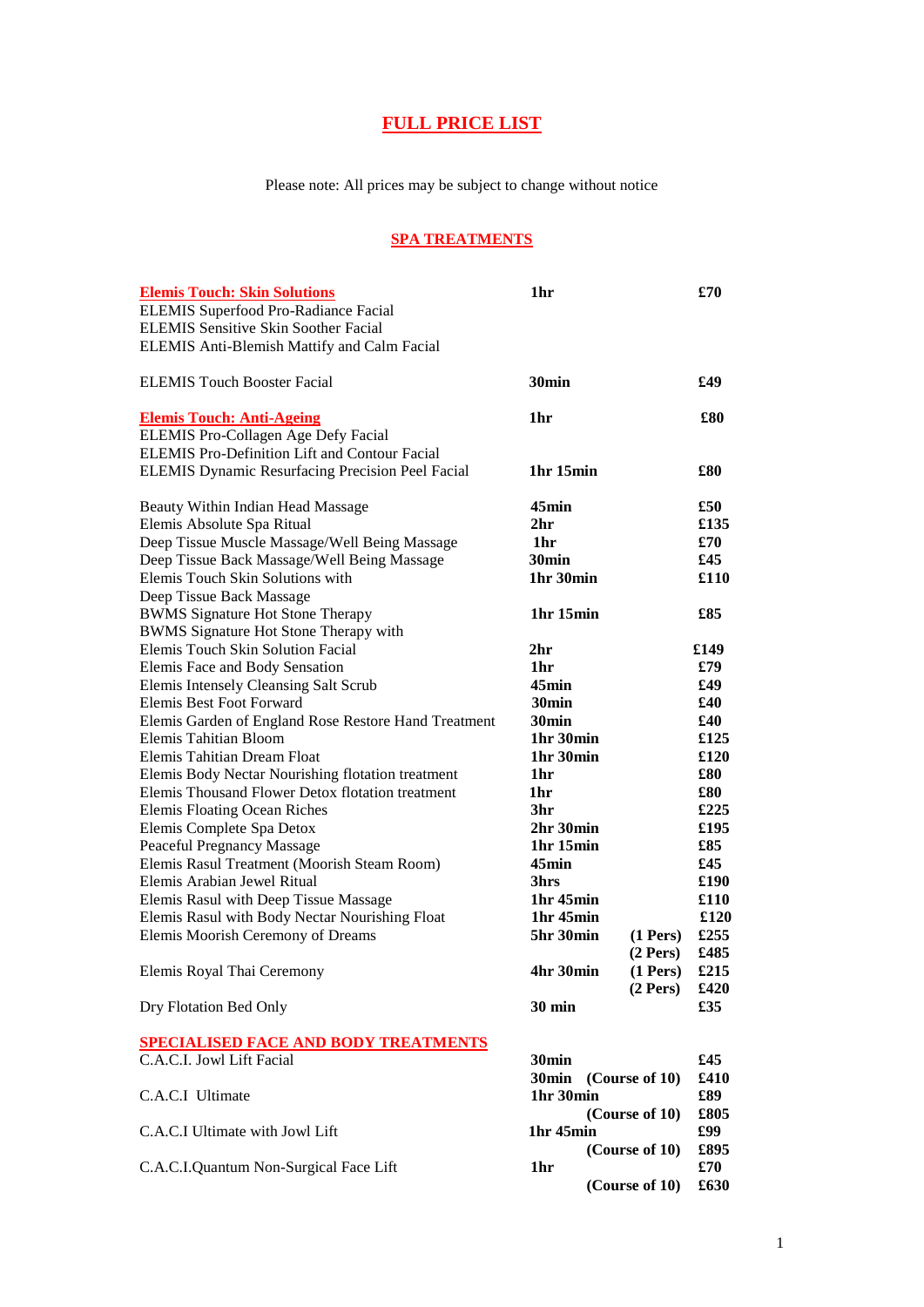# FULL PRICE LIST

Please note: All prices may be subject to change without notice

## SPA TREATMENTS

| Treatment | Duration | | Price |
|---|---|---|---|
| **Elemis Touch: Skin Solutions** | 1hr | | £70 |
| ELEMIS Superfood Pro-Radiance Facial | | | |
| ELEMIS Sensitive Skin Soother Facial | | | |
| ELEMIS Anti-Blemish Mattify and Calm Facial | | | |
| ELEMIS Touch Booster Facial | 30min | | £49 |
| **Elemis Touch: Anti-Ageing** | 1hr | | £80 |
| ELEMIS Pro-Collagen Age Defy Facial | | | |
| ELEMIS Pro-Definition Lift and Contour Facial | | | |
| ELEMIS Dynamic Resurfacing Precision Peel Facial | 1hr 15min | | £80 |
| Beauty Within Indian Head Massage | 45min | | £50 |
| Elemis Absolute Spa Ritual | 2hr | | £135 |
| Deep Tissue Muscle Massage/Well Being Massage | 1hr | | £70 |
| Deep Tissue Back Massage/Well Being Massage | 30min | | £45 |
| Elemis Touch Skin Solutions with Deep Tissue Back Massage | 1hr 30min | | £110 |
| BWMS Signature Hot Stone Therapy | 1hr 15min | | £85 |
| BWMS Signature Hot Stone Therapy with Elemis Touch Skin Solution Facial | 2hr | | £149 |
| Elemis Face and Body Sensation | 1hr | | £79 |
| Elemis Intensely Cleansing Salt Scrub | 45min | | £49 |
| Elemis Best Foot Forward | 30min | | £40 |
| Elemis Garden of England Rose Restore Hand Treatment | 30min | | £40 |
| Elemis Tahitian Bloom | 1hr 30min | | £125 |
| Elemis Tahitian Dream Float | 1hr 30min | | £120 |
| Elemis Body Nectar Nourishing flotation treatment | 1hr | | £80 |
| Elemis Thousand Flower Detox flotation treatment | 1hr | | £80 |
| Elemis Floating Ocean Riches | 3hr | | £225 |
| Elemis Complete Spa Detox | 2hr 30min | | £195 |
| Peaceful Pregnancy Massage | 1hr 15min | | £85 |
| Elemis Rasul Treatment (Moorish Steam Room) | 45min | | £45 |
| Elemis Arabian Jewel Ritual | 3hrs | | £190 |
| Elemis Rasul with Deep Tissue Massage | 1hr 45min | | £110 |
| Elemis Rasul with Body Nectar Nourishing Float | 1hr 45min | | £120 |
| Elemis Moorish Ceremony of Dreams | 5hr 30min | (1 Pers) | £255 |
| | | (2 Pers) | £485 |
| Elemis Royal Thai Ceremony | 4hr 30min | (1 Pers) | £215 |
| | | (2 Pers) | £420 |
| Dry Flotation Bed Only | 30 min | | £35 |

## SPECIALISED FACE AND BODY TREATMENTS

| Treatment | Duration | | Price |
|---|---|---|---|
| C.A.C.I. Jowl Lift Facial | 30min | | £45 |
| | 30min | (Course of 10) | £410 |
| C.A.C.I Ultimate | 1hr 30min | | £89 |
| | | (Course of 10) | £805 |
| C.A.C.I Ultimate with Jowl Lift | 1hr 45min | | £99 |
| | | (Course of 10) | £895 |
| C.A.C.I.Quantum Non-Surgical Face Lift | 1hr | | £70 |
| | | (Course of 10) | £630 |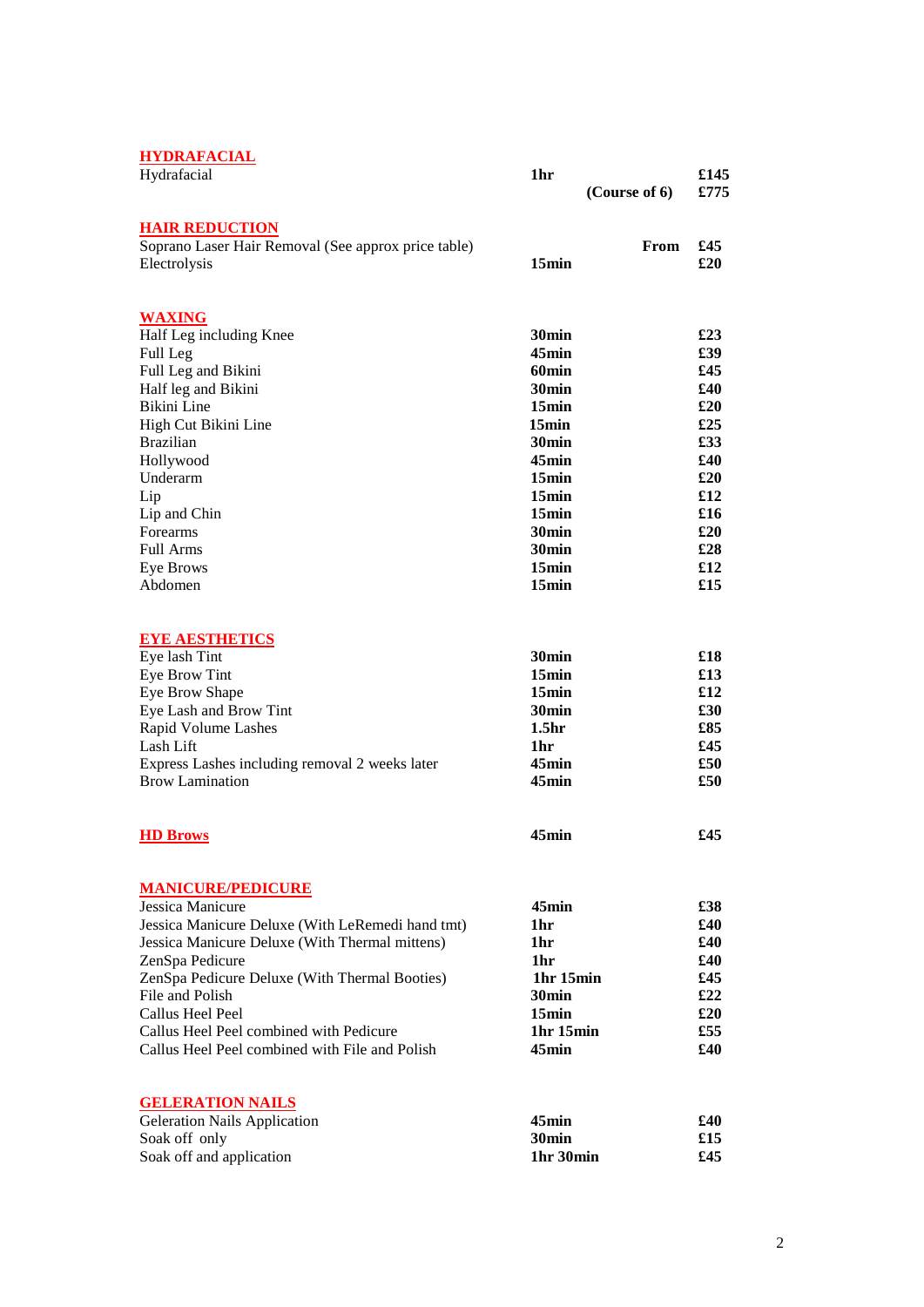## HYDRAFACIAL

| Treatment | Duration | | Price |
|---|---|---|---|
| Hydrafacial | **1hr** | | **£145** |
| | | **(Course of 6)** | **£775** |

## HAIR REDUCTION

| Treatment | Duration | | Price |
|---|---|---|---|
| Soprano Laser Hair Removal (See approx price table) | | **From** | **£45** |
| Electrolysis | **15min** | | **£20** |

## WAXING

| Treatment | Duration | Price |
|---|---|---|
| Half Leg including Knee | **30min** | **£23** |
| Full Leg | **45min** | **£39** |
| Full Leg and Bikini | **60min** | **£45** |
| Half leg and Bikini | **30min** | **£40** |
| Bikini Line | **15min** | **£20** |
| High Cut Bikini Line | **15min** | **£25** |
| Brazilian | **30min** | **£33** |
| Hollywood | **45min** | **£40** |
| Underarm | **15min** | **£20** |
| Lip | **15min** | **£12** |
| Lip and Chin | **15min** | **£16** |
| Forearms | **30min** | **£20** |
| Full Arms | **30min** | **£28** |
| Eye Brows | **15min** | **£12** |
| Abdomen | **15min** | **£15** |

## EYE AESTHETICS

| Treatment | Duration | Price |
|---|---|---|
| Eye lash Tint | **30min** | **£18** |
| Eye Brow Tint | **15min** | **£13** |
| Eye Brow Shape | **15min** | **£12** |
| Eye Lash and Brow Tint | **30min** | **£30** |
| Rapid Volume Lashes | **1.5hr** | **£85** |
| Lash Lift | **1hr** | **£45** |
| Express Lashes including removal 2 weeks later | **45min** | **£50** |
| Brow Lamination | **45min** | **£50** |

## HD Brows

| Treatment | Duration | Price |
|---|---|---|
| HD Brows | **45min** | **£45** |

## MANICURE/PEDICURE

| Treatment | Duration | Price |
|---|---|---|
| Jessica Manicure | **45min** | **£38** |
| Jessica Manicure Deluxe (With LeRemedi hand tmt) | **1hr** | **£40** |
| Jessica Manicure Deluxe (With Thermal mittens) | **1hr** | **£40** |
| ZenSpa Pedicure | **1hr** | **£40** |
| ZenSpa Pedicure Deluxe (With Thermal Booties) | **1hr 15min** | **£45** |
| File and Polish | **30min** | **£22** |
| Callus Heel Peel | **15min** | **£20** |
| Callus Heel Peel combined with Pedicure | **1hr 15min** | **£55** |
| Callus Heel Peel combined with File and Polish | **45min** | **£40** |

## GELERATION NAILS

| Treatment | Duration | Price |
|---|---|---|
| Geleration Nails Application | **45min** | **£40** |
| Soak off only | **30min** | **£15** |
| Soak off and application | **1hr 30min** | **£45** |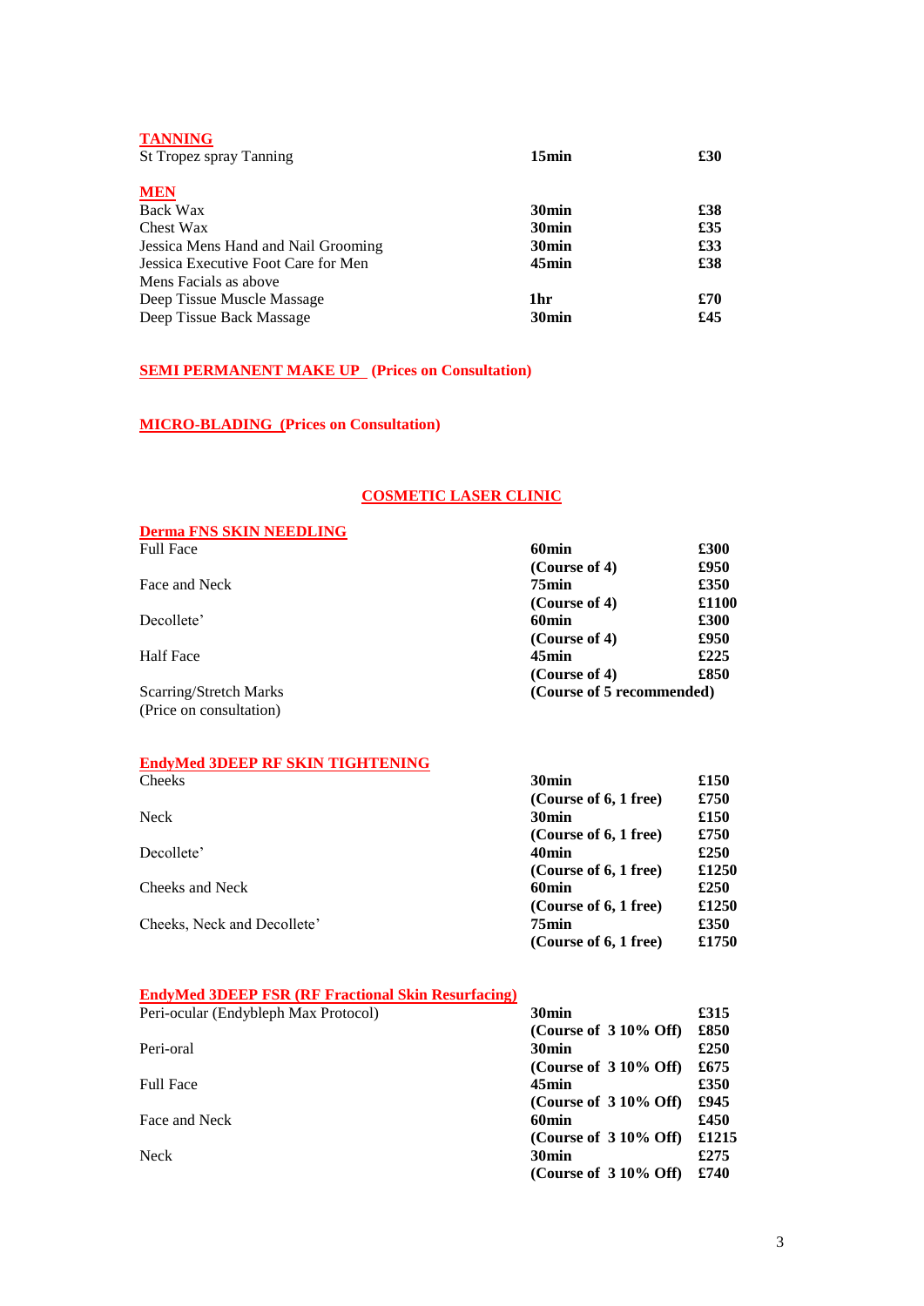## TANNING

| | | |
|---|---|---|
| St Tropez spray Tanning | **15min** | **£30** |

## MEN

| | | |
|---|---|---|
| Back Wax | **30min** | **£38** |
| Chest Wax | **30min** | **£35** |
| Jessica Mens Hand and Nail Grooming | **30min** | **£33** |
| Jessica Executive Foot Care for Men | **45min** | **£38** |
| Mens Facials as above | | |
| Deep Tissue Muscle Massage | **1hr** | **£70** |
| Deep Tissue Back Massage | **30min** | **£45** |

## SEMI PERMANENT MAKE UP (Prices on Consultation)

## MICRO-BLADING (Prices on Consultation)

# COSMETIC LASER CLINIC

## Derma FNS SKIN NEEDLING

| | | |
|---|---|---|
| Full Face | **60min** | **£300** |
| | **(Course of 4)** | **£950** |
| Face and Neck | **75min** | **£350** |
| | **(Course of 4)** | **£1100** |
| Decollete’ | **60min** | **£300** |
| | **(Course of 4)** | **£950** |
| Half Face | **45min** | **£225** |
| | **(Course of 4)** | **£850** |
| Scarring/Stretch Marks (Price on consultation) | **(Course of 5 recommended)** | |

## EndyMed 3DEEP RF SKIN TIGHTENING

| | | |
|---|---|---|
| Cheeks | **30min** | **£150** |
| | **(Course of 6, 1 free)** | **£750** |
| Neck | **30min** | **£150** |
| | **(Course of 6, 1 free)** | **£750** |
| Decollete’ | **40min** | **£250** |
| | **(Course of 6, 1 free)** | **£1250** |
| Cheeks and Neck | **60min** | **£250** |
| | **(Course of 6, 1 free)** | **£1250** |
| Cheeks, Neck and Decollete’ | **75min** | **£350** |
| | **(Course of 6, 1 free)** | **£1750** |

## EndyMed 3DEEP FSR (RF Fractional Skin Resurfacing)

| | | |
|---|---|---|
| Peri-ocular (Endybleph Max Protocol) | **30min** | **£315** |
| | **(Course of 3 10% Off)** | **£850** |
| Peri-oral | **30min** | **£250** |
| | **(Course of 3 10% Off)** | **£675** |
| Full Face | **45min** | **£350** |
| | **(Course of 3 10% Off)** | **£945** |
| Face and Neck | **60min** | **£450** |
| | **(Course of 3 10% Off)** | **£1215** |
| Neck | **30min** | **£275** |
| | **(Course of 3 10% Off)** | **£740** |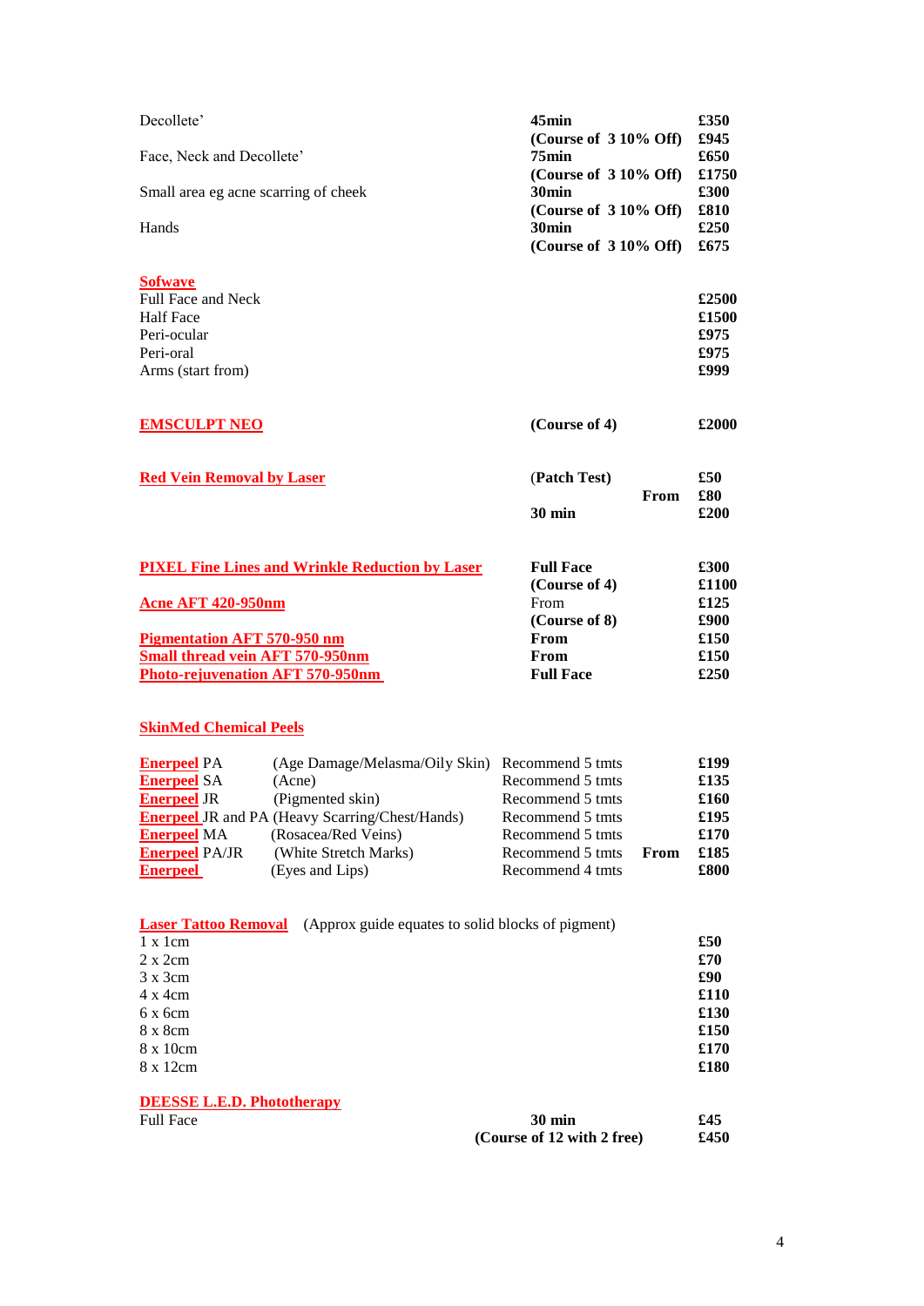| | | |
|---|---|---|
| Decollete' | **45min** | **£350** |
| | **(Course of 3 10% Off)** | **£945** |
| Face, Neck and Decollete' | **75min** | **£650** |
| | **(Course of 3 10% Off)** | **£1750** |
| Small area eg acne scarring of cheek | **30min** | **£300** |
| | **(Course of 3 10% Off)** | **£810** |
| Hands | **30min** | **£250** |
| | **(Course of 3 10% Off)** | **£675** |

**Sofwave**

| | |
|---|---|
| Full Face and Neck | **£2500** |
| Half Face | **£1500** |
| Peri-ocular | **£975** |
| Peri-oral | **£975** |
| Arms (start from) | **£999** |

| | | |
|---|---|---|
| **EMSCULPT NEO** | **(Course of 4)** | **£2000** |

| | | |
|---|---|---|
| **Red Vein Removal by Laser** | **(Patch Test)** | **£50** |
| | **From** | **£80** |
| | **30 min** | **£200** |

| | | |
|---|---|---|
| **PIXEL Fine Lines and Wrinkle Reduction by Laser** | **Full Face** | **£300** |
| | **(Course of 4)** | **£1100** |
| **Acne AFT 420-950nm** | From | **£125** |
| | **(Course of 8)** | **£900** |
| **Pigmentation AFT 570-950 nm** | **From** | **£150** |
| **Small thread vein AFT 570-950nm** | **From** | **£150** |
| **Photo-rejuvenation AFT 570-950nm** | **Full Face** | **£250** |

**SkinMed Chemical Peels**

| | | | | |
|---|---|---|---|---|
| **Enerpeel** PA | (Age Damage/Melasma/Oily Skin) | Recommend 5 tmts | | **£199** |
| **Enerpeel** SA | (Acne) | Recommend 5 tmts | | **£135** |
| **Enerpeel** JR | (Pigmented skin) | Recommend 5 tmts | | **£160** |
| **Enerpeel** JR and PA | (Heavy Scarring/Chest/Hands) | Recommend 5 tmts | | **£195** |
| **Enerpeel** MA | (Rosacea/Red Veins) | Recommend 5 tmts | | **£170** |
| **Enerpeel** PA/JR | (White Stretch Marks) | Recommend 5 tmts | **From** | **£185** |
| **Enerpeel** | (Eyes and Lips) | Recommend 4 tmts | | **£800** |

**Laser Tattoo Removal** (Approx guide equates to solid blocks of pigment)

| | |
|---|---|
| 1 x 1cm | **£50** |
| 2 x 2cm | **£70** |
| 3 x 3cm | **£90** |
| 4 x 4cm | **£110** |
| 6 x 6cm | **£130** |
| 8 x 8cm | **£150** |
| 8 x 10cm | **£170** |
| 8 x 12cm | **£180** |

**DEESSE L.E.D. Phototherapy**

| | | |
|---|---|---|
| Full Face | **30 min** | **£45** |
| | **(Course of 12 with 2 free)** | **£450** |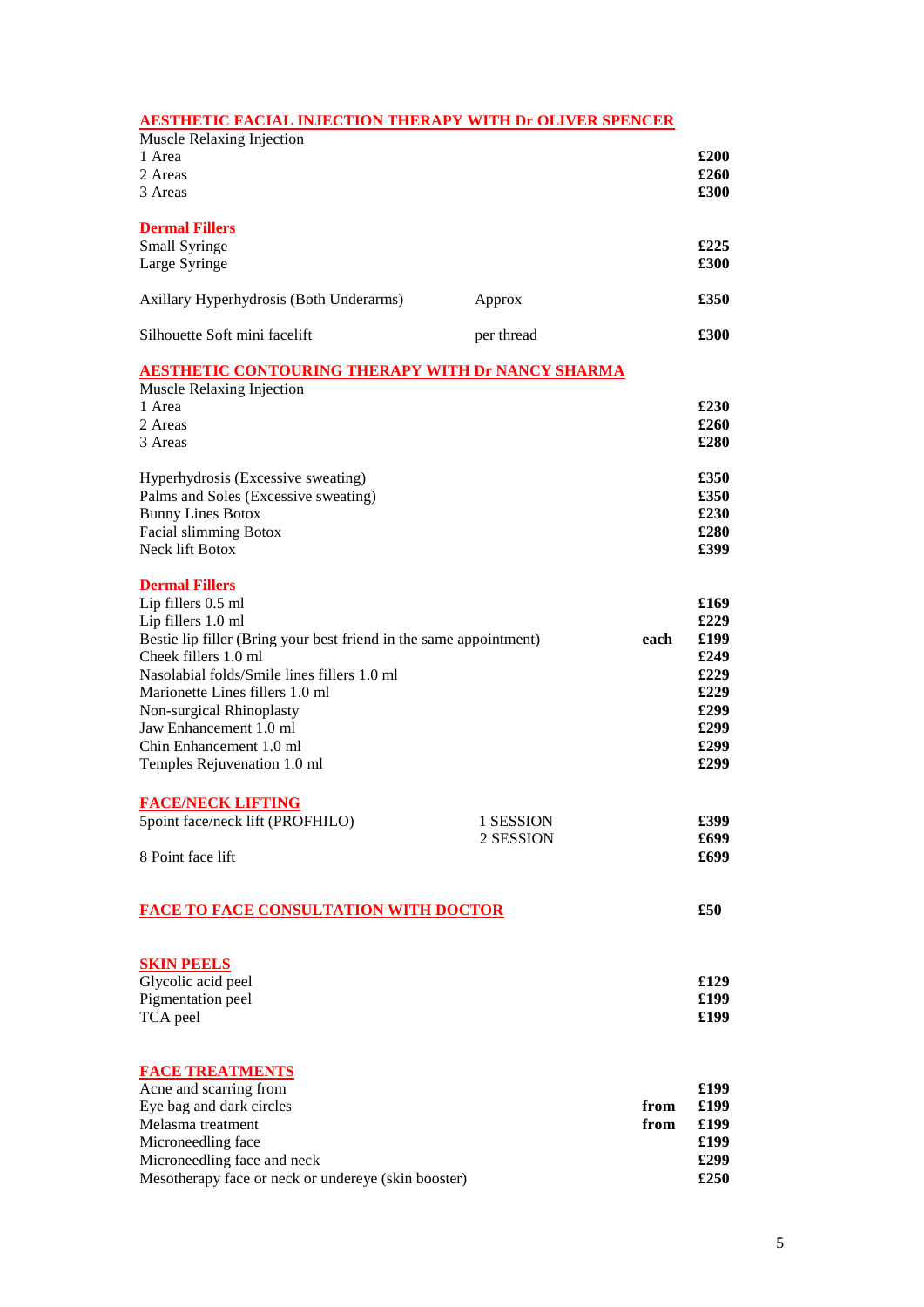## AESTHETIC FACIAL INJECTION THERAPY WITH Dr OLIVER SPENCER

Muscle Relaxing Injection

| | | |
|---|---|---|
| 1 Area | | **£200** |
| 2 Areas | | **£260** |
| 3 Areas | | **£300** |

### Dermal Fillers

| | | |
|---|---|---|
| Small Syringe | | **£225** |
| Large Syringe | | **£300** |
| Axillary Hyperhydrosis (Both Underarms) | Approx | **£350** |
| Silhouette Soft mini facelift | per thread | **£300** |

## AESTHETIC CONTOURING THERAPY WITH Dr NANCY SHARMA

Muscle Relaxing Injection

| | |
|---|---|
| 1 Area | **£230** |
| 2 Areas | **£260** |
| 3 Areas | **£280** |
| Hyperhydrosis (Excessive sweating) | **£350** |
| Palms and Soles (Excessive sweating) | **£350** |
| Bunny Lines Botox | **£230** |
| Facial slimming Botox | **£280** |
| Neck lift Botox | **£399** |

### Dermal Fillers

| | | |
|---|---|---|
| Lip fillers 0.5 ml | | **£169** |
| Lip fillers 1.0 ml | | **£229** |
| Bestie lip filler (Bring your best friend in the same appointment) | **each** | **£199** |
| Cheek fillers 1.0 ml | | **£249** |
| Nasolabial folds/Smile lines fillers 1.0 ml | | **£229** |
| Marionette Lines fillers 1.0 ml | | **£229** |
| Non-surgical Rhinoplasty | | **£299** |
| Jaw Enhancement 1.0 ml | | **£299** |
| Chin Enhancement 1.0 ml | | **£299** |
| Temples Rejuvenation 1.0 ml | | **£299** |

## FACE/NECK LIFTING

| | | |
|---|---|---|
| 5point face/neck lift (PROFHILO) | 1 SESSION | **£399** |
| | 2 SESSION | **£699** |
| 8 Point face lift | | **£699** |

## FACE TO FACE CONSULTATION WITH DOCTOR — **£50**

## SKIN PEELS

| | |
|---|---|
| Glycolic acid peel | **£129** |
| Pigmentation peel | **£199** |
| TCA peel | **£199** |

## FACE TREATMENTS

| | | |
|---|---|---|
| Acne and scarring from | | **£199** |
| Eye bag and dark circles | **from** | **£199** |
| Melasma treatment | **from** | **£199** |
| Microneedling face | | **£199** |
| Microneedling face and neck | | **£299** |
| Mesotherapy face or neck or undereye (skin booster) | | **£250** |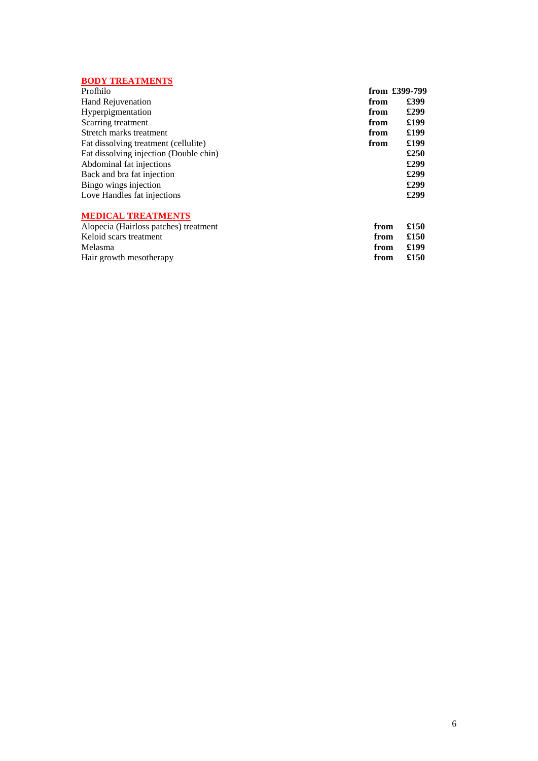## BODY TREATMENTS

| Treatment | | Price |
|---|---|---|
| Profhilo | from | £399-799 |
| Hand Rejuvenation | from | £399 |
| Hyperpigmentation | from | £299 |
| Scarring treatment | from | £199 |
| Stretch marks treatment | from | £199 |
| Fat dissolving treatment (cellulite) | from | £199 |
| Fat dissolving injection (Double chin) | | £250 |
| Abdominal fat injections | | £299 |
| Back and bra fat injection | | £299 |
| Bingo wings injection | | £299 |
| Love Handles fat injections | | £299 |

## MEDICAL TREATMENTS

| Treatment | | Price |
|---|---|---|
| Alopecia (Hairloss patches) treatment | from | £150 |
| Keloid scars treatment | from | £150 |
| Melasma | from | £199 |
| Hair growth mesotherapy | from | £150 |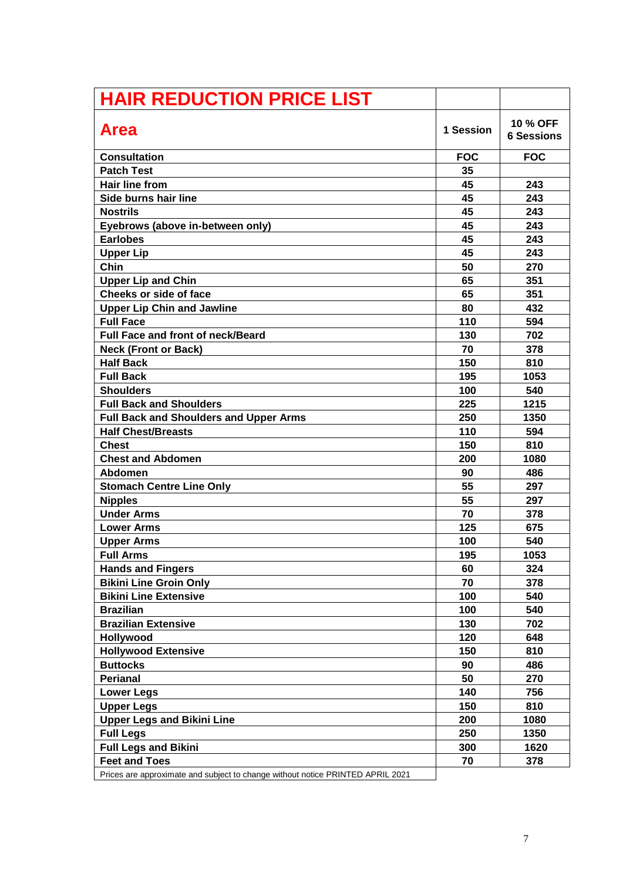| HAIR REDUCTION PRICE LIST | | |
|---|---|---|
| **Area** | **1 Session** | **10 % OFF 6 Sessions** |
| Consultation | FOC | FOC |
| Patch Test | 35 | |
| Hair line from | 45 | 243 |
| Side burns hair line | 45 | 243 |
| Nostrils | 45 | 243 |
| Eyebrows (above in-between only) | 45 | 243 |
| Earlobes | 45 | 243 |
| Upper Lip | 45 | 243 |
| Chin | 50 | 270 |
| Upper Lip and Chin | 65 | 351 |
| Cheeks or side of face | 65 | 351 |
| Upper Lip Chin and Jawline | 80 | 432 |
| Full Face | 110 | 594 |
| Full Face and front of neck/Beard | 130 | 702 |
| Neck (Front or Back) | 70 | 378 |
| Half Back | 150 | 810 |
| Full Back | 195 | 1053 |
| Shoulders | 100 | 540 |
| Full Back and Shoulders | 225 | 1215 |
| Full Back and Shoulders and Upper Arms | 250 | 1350 |
| Half Chest/Breasts | 110 | 594 |
| Chest | 150 | 810 |
| Chest and Abdomen | 200 | 1080 |
| Abdomen | 90 | 486 |
| Stomach Centre Line Only | 55 | 297 |
| Nipples | 55 | 297 |
| Under Arms | 70 | 378 |
| Lower Arms | 125 | 675 |
| Upper Arms | 100 | 540 |
| Full Arms | 195 | 1053 |
| Hands and Fingers | 60 | 324 |
| Bikini Line Groin Only | 70 | 378 |
| Bikini Line Extensive | 100 | 540 |
| Brazilian | 100 | 540 |
| Brazilian Extensive | 130 | 702 |
| Hollywood | 120 | 648 |
| Hollywood Extensive | 150 | 810 |
| Buttocks | 90 | 486 |
| Perianal | 50 | 270 |
| Lower Legs | 140 | 756 |
| Upper Legs | 150 | 810 |
| Upper Legs and Bikini Line | 200 | 1080 |
| Full Legs | 250 | 1350 |
| Full Legs and Bikini | 300 | 1620 |
| Feet and Toes | 70 | 378 |

Prices are approximate and subject to change without notice PRINTED APRIL 2021